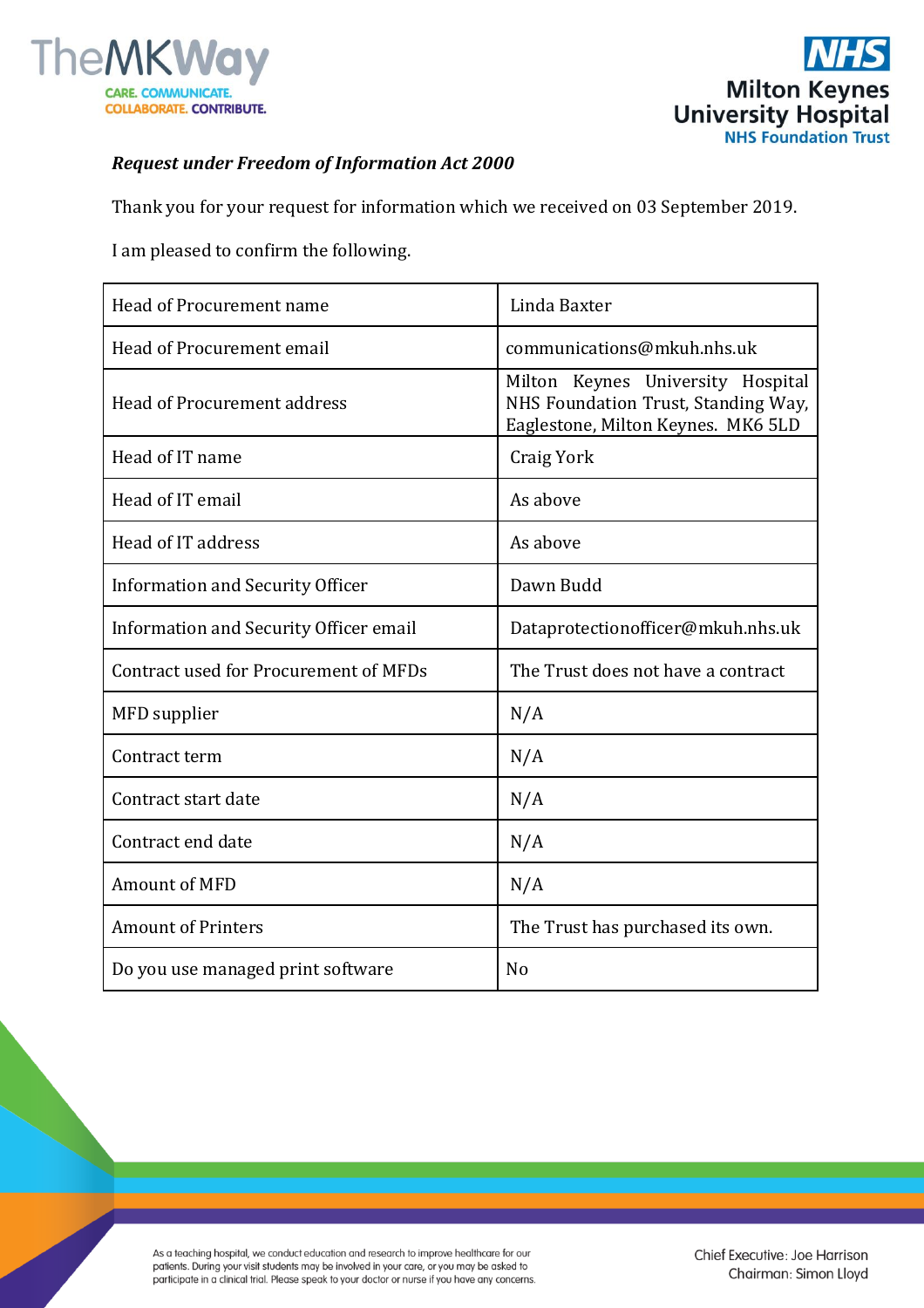***Request under Freedom of Information Act 2000***

Thank you for your request for information which we received on 03 September 2019.

I am pleased to confirm the following.

| | |
|---|---|
| Head of Procurement name | Linda Baxter |
| Head of Procurement email | communications@mkuh.nhs.uk |
| Head of Procurement address | Milton Keynes University Hospital NHS Foundation Trust, Standing Way, Eaglestone, Milton Keynes. MK6 5LD |
| Head of IT name | Craig York |
| Head of IT email | As above |
| Head of IT address | As above |
| Information and Security Officer | Dawn Budd |
| Information and Security Officer email | Dataprotectionofficer@mkuh.nhs.uk |
| Contract used for Procurement of MFDs | The Trust does not have a contract |
| MFD supplier | N/A |
| Contract term | N/A |
| Contract start date | N/A |
| Contract end date | N/A |
| Amount of MFD | N/A |
| Amount of Printers | The Trust has purchased its own. |
| Do you use managed print software | No |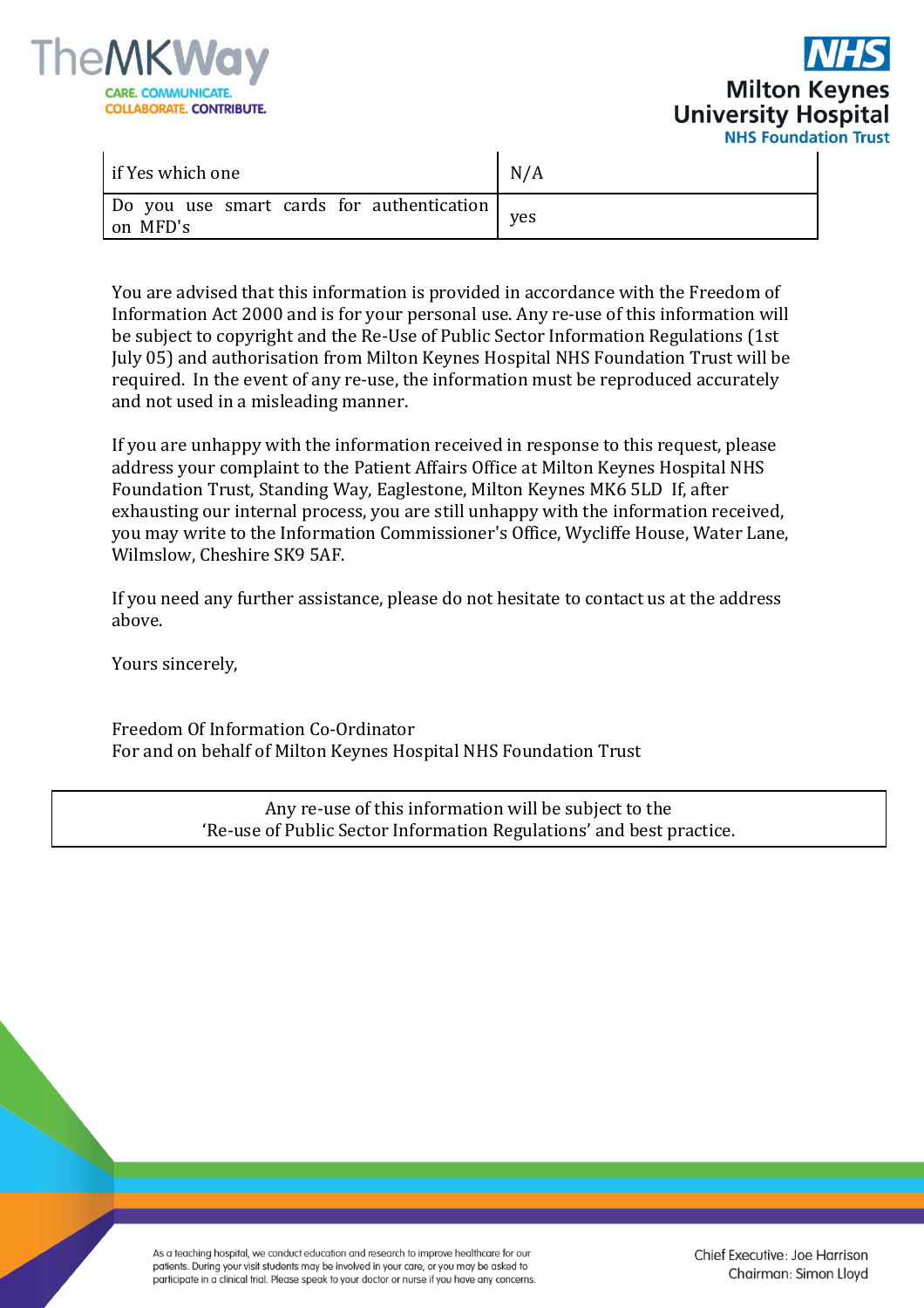| | |
|---|---|
| if Yes which one | N/A |
| Do you use smart cards for authentication on MFD's | yes |

You are advised that this information is provided in accordance with the Freedom of Information Act 2000 and is for your personal use. Any re-use of this information will be subject to copyright and the Re-Use of Public Sector Information Regulations (1st July 05) and authorisation from Milton Keynes Hospital NHS Foundation Trust will be required. In the event of any re-use, the information must be reproduced accurately and not used in a misleading manner.

If you are unhappy with the information received in response to this request, please address your complaint to the Patient Affairs Office at Milton Keynes Hospital NHS Foundation Trust, Standing Way, Eaglestone, Milton Keynes MK6 5LD If, after exhausting our internal process, you are still unhappy with the information received, you may write to the Information Commissioner's Office, Wycliffe House, Water Lane, Wilmslow, Cheshire SK9 5AF.

If you need any further assistance, please do not hesitate to contact us at the address above.

Yours sincerely,

Freedom Of Information Co-Ordinator
For and on behalf of Milton Keynes Hospital NHS Foundation Trust

Any re-use of this information will be subject to the
'Re-use of Public Sector Information Regulations' and best practice.